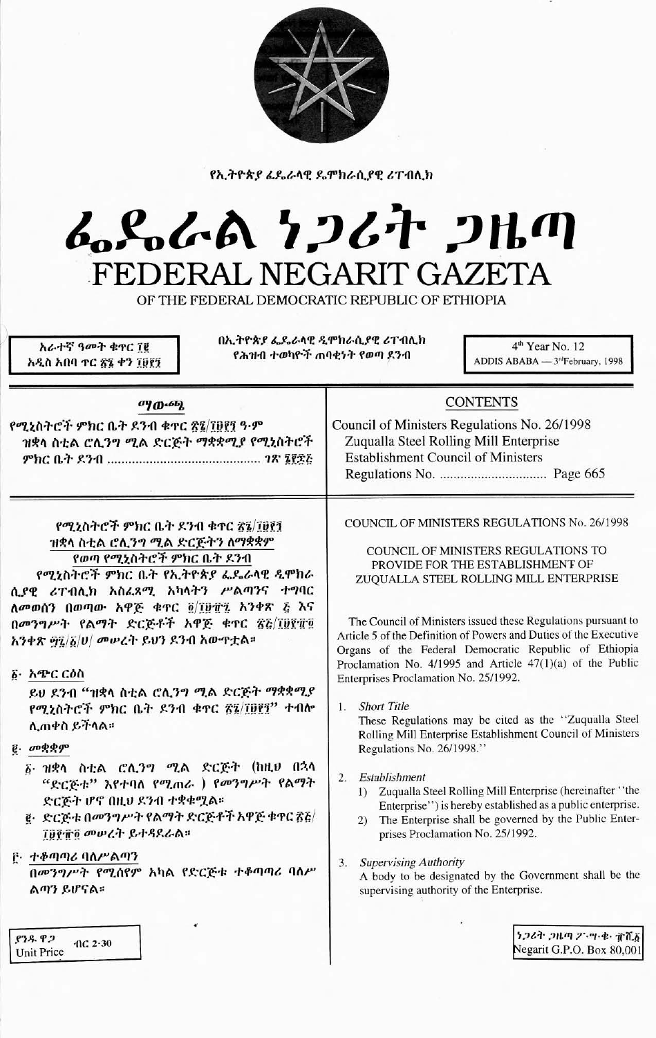የኢትዮጵያ ፌዴራላዊ ዴሞክራሲያዊ ሪፐብሊክ

# ፌዴራል ነጋሪት ጋዜጣ
# FEDERAL NEGARIT GAZETA

OF THE FEDERAL DEMOCRATIC REPUBLIC OF ETHIOPIA

አራተኛ ዓመት ቁጥር ፲፪
አዲስ አበባ ጥር ፳፮ ቀን ፲፱፻፺

በኢትዮጵያ ፌዴራላዊ ዴሞክራሲያዊ ሪፐብሊክ
የሕዝብ ተወካዮች ምክር ቤት ጠባቂነት የወጣ ደንብ

4th Year No. 12
ADDIS ABABA — 3rd February, 1998

## ማውጫ

የሚኒስትሮች ምክር ቤት ደንብ ቁጥር ፳፮/፲፱፻፺ ዓ·ም
ዝቋላ ስቲል ሮሊንግ ሚል ድርጅት ማቋቋሚያ የሚኒስትሮች ምክር ቤት ደንብ ........................................ ገጽ ፮፻፷፭

## CONTENTS

Council of Ministers Regulations No. 26/1998
Zuqualla Steel Rolling Mill Enterprise Establishment Council of Ministers Regulations No. ................................ Page 665

### የሚኒስትሮች ምክር ቤት ደንብ ቁጥር ፳፮/፲፱፻፺
### ዝቋላ ስቲል ሮሊንግ ሚል ድርጅትን ለማቋቋም የወጣ የሚኒስትሮች ምክር ቤት ደንብ

የሚኒስትሮች ምክር ቤት የኢትዮጵያ ፌዴራላዊ ዴሞክራሲያዊ ሪፐብሊክ አስፈጻሚ አካላትን ሥልጣንና ተግባር ለመወሰን በወጣው አዋጅ ቁጥር ፬/፲፱፻፹፯ አንቀጽ ፭ እና በመንግሥት የልማት ድርጅቶች አዋጅ ቁጥር ፳፭/፲፱፻፹፬ አንቀጽ ፵፯/፩/ሀ/ መሠረት ይህን ደንብ አውጥቷል።

፩· አጭር ርዕስ

ይህ ደንብ "ዝቋላ ስቲል ሮሊንግ ሚል ድርጅት ማቋቋሚያ የሚኒስትሮች ምክር ቤት ደንብ ቁጥር ፳፮/፲፱፻፺" ተብሎ ሊጠቀስ ይችላል።

፪· መቋቋም

፩· ዝቋላ ስቲል ሮሊንግ ሚል ድርጅት (ከዚህ በኋላ "ድርጅቱ" እየተባለ የሚጠራ ) የመንግሥት የልማት ድርጅት ሆኖ በዚህ ደንብ ተቋቁሟል።

፪· ድርጅቱ በመንግሥት የልማት ድርጅቶች አዋጅ ቁጥር ፳፭/፲፱፻፹፬ መሠረት ይተዳደራል።

፫· ተቆጣጣሪ ባለሥልጣን

በመንግሥት የሚሰየም አካል የድርጅቱ ተቆጣጣሪ ባለሥልጣን ይሆናል።

### COUNCIL OF MINISTERS REGULATIONS No. 26/1998

### COUNCIL OF MINISTERS REGULATIONS TO PROVIDE FOR THE ESTABLISHMENT OF ZUQUALLA STEEL ROLLING MILL ENTERPRISE

The Council of Ministers issued these Regulations pursuant to Article 5 of the Definition of Powers and Duties of the Executive Organs of the Federal Democratic Republic of Ethiopia Proclamation No. 4/1995 and Article 47(1)(a) of the Public Enterprises Proclamation No. 25/1992.

1. *Short Title*

   These Regulations may be cited as the "Zuqualla Steel Rolling Mill Enterprise Establishment Council of Ministers Regulations No. 26/1998."

2. *Establishment*

   1) Zuqualla Steel Rolling Mill Enterprise (hereinafter "the Enterprise") is hereby established as a public enterprise.
   2) The Enterprise shall be governed by the Public Enterprises Proclamation No. 25/1992.

3. *Supervising Authority*

   A body to be designated by the Government shall be the supervising authority of the Enterprise.

ያንዱ ዋጋ ብር 2·30
Unit Price

ነጋሪት ጋዜጣ ፖ·ሣ·ቁ· ፹ሺ፩
Negarit G.P.O. Box 80,001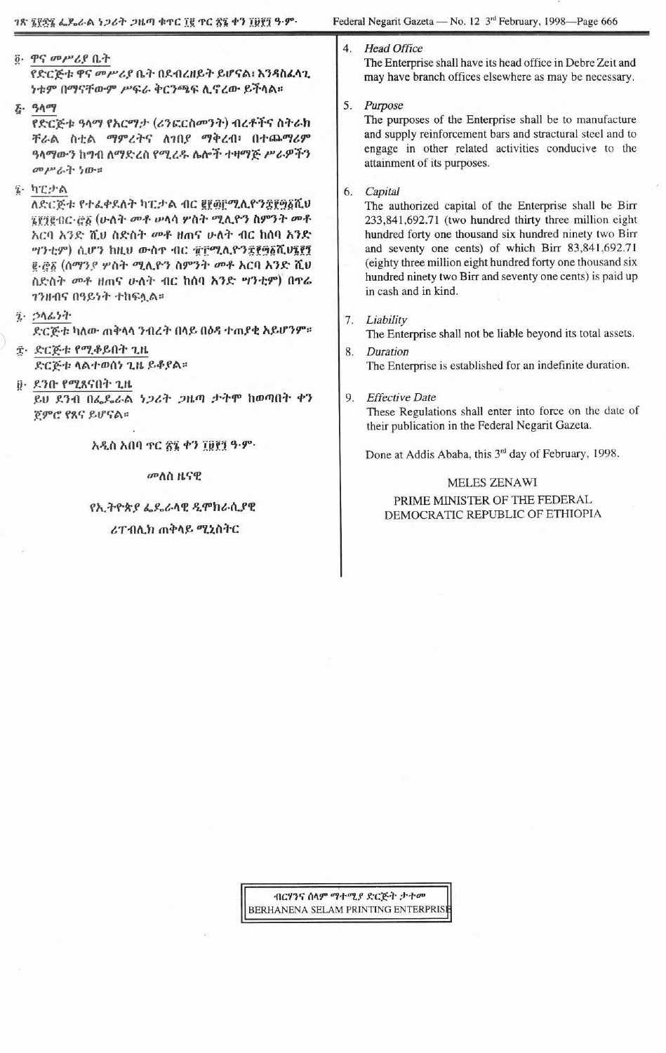፬· ዋና መሥሪያ ቤት

የድርጅቱ ዋና መሥሪያ ቤት በደብረዘይት ይሆናል፡ እንዳስፈላጊነቱም በማናቸውም ሥፍራ ቅርንጫፍ ሊኖረው ይችላል።

፭· ዓላማ

የድርጅቱ ዓላማ የአርማታ (ሪንፎርስመንት) ብረቶችና ስትራክቸራል ስቲል ማምረትና ለገበያ ማቅረብ፣ በተጨማሪም ዓላማውን ከግብ ለማድረስ የሚረዱ ሌሎች ተዛማጅ ሥራዎችን መሥራት ነው።

፮· ካፒታል

ለድርጅቱ የተፈቀደለት ካፒታል ብር ፪፻፴፫ሚሊዮን፰፻፵፩ሺህ፮፻፺፪ብር·፸፩ (ሁለት መቶ ሠላሳ ሦስት ሚሊዮን ስምንት መቶ አርባ አንድ ሺህ ስድስት መቶ ዘጠና ሁለት ብር ከሰባ አንድ ሣንቲም) ሲሆን ከዚህ ውስጥ ብር ፹፫ሚሊዮን፰፻፵፩ሺህ፮፻፺፪·፸፩ (ሰማንያ ሦስት ሚሊዮን ስምንት መቶ አርባ አንድ ሺህ ስድስት መቶ ዘጠና ሁለት ብር ከሰባ አንድ ሣንቲም) በጥሬ ገንዘብና በዓይነት ተከፍሏል።

፯· ኃላፊነት

ድርጅቱ ካለው ጠቅላላ ንብረት በላይ በዕዳ ተጠያቂ አይሆንም።

፰· ድርጅቱ የሚቆይበት ጊዜ

ድርጅቱ ላልተወሰነ ጊዜ ይቆያል።

፱· ደንቡ የሚጸናበት ጊዜ

ይህ ደንብ በፌዴራል ነጋሪት ጋዜጣ ታትሞ ከወጣበት ቀን ጀምሮ የጸና ይሆናል።

አዲስ አበባ ጥር ፳፮ ቀን ፲፱፻፺ ዓ·ም·

መለስ ዜናዊ

የኢትዮጵያ ፌዴራላዊ ዲሞክራሲያዊ ሪፐብሊክ ጠቅላይ ሚኒስትር

4. *Head Office*

The Enterprise shall have its head office in Debre Zeit and may have branch offices elsewhere as may be necessary.

5. *Purpose*

The purposes of the Enterprise shall be to manufacture and supply reinforcement bars and stractural steel and to engage in other related activities conducive to the attainment of its purposes.

6. *Capital*

The authorized capital of the Enterprise shall be Birr 233,841,692.71 (two hundred thirty three million eight hundred forty one thousand six hundred ninety two Birr and seventy one cents) of which Birr 83,841,692.71 (eighty three million eight hundred forty one thousand six hundred ninety two Birr and seventy one cents) is paid up in cash and in kind.

7. *Liability*

The Enterprise shall not be liable beyond its total assets.

8. *Duration*

The Enterprise is established for an indefinite duration.

9. *Effective Date*

These Regulations shall enter into force on the date of their publication in the Federal Negarit Gazeta.

Done at Addis Ababa, this 3rd day of February, 1998.

MELES ZENAWI

PRIME MINISTER OF THE FEDERAL DEMOCRATIC REPUBLIC OF ETHIOPIA

ብርሃንና ሰላም ማተሚያ ድርጅት ታተመ
BERHANENA SELAM PRINTING ENTERPRISE